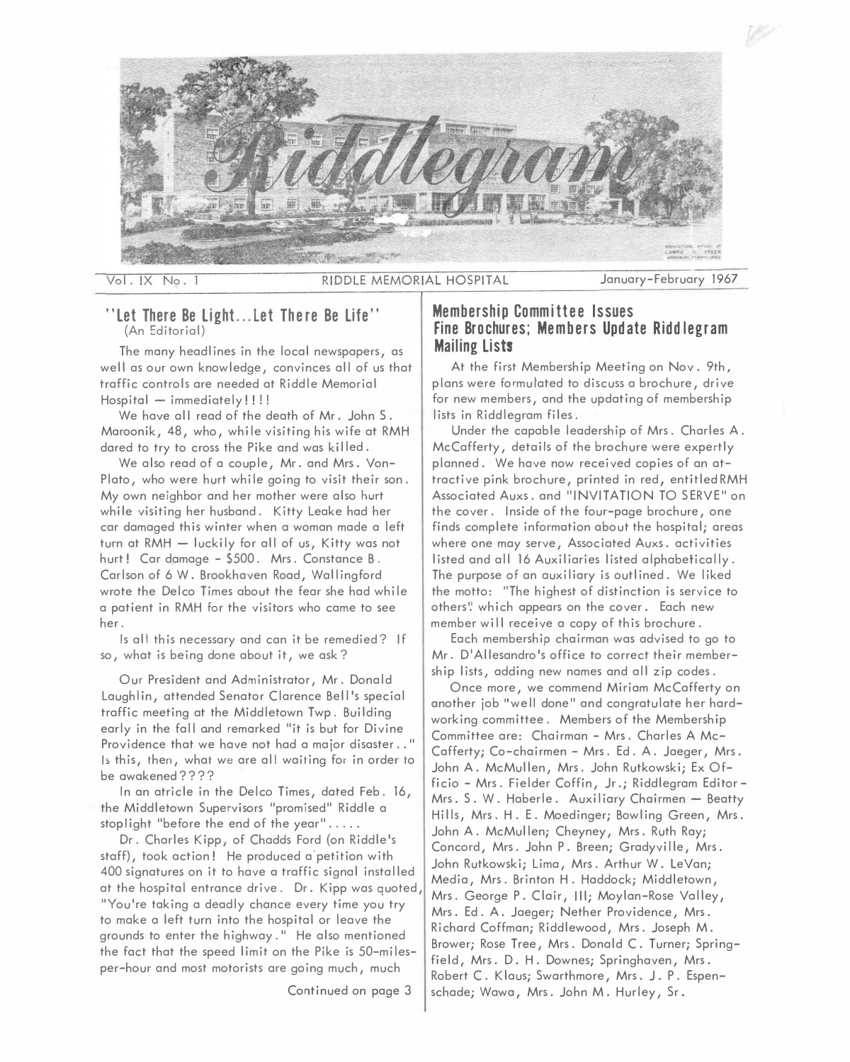# Riddlegram

Vol. IX No. 1 RIDDLE MEMORIAL HOSPITAL January-February 1967

## "Let There Be Light...Let There Be Life"

(An Editorial)

The many headlines in the local newspapers, as well as our own knowledge, convinces all of us that traffic controls are needed at Riddle Memorial Hospital — immediately!!!!

We have all read of the death of Mr. John S. Maroonik, 48, who, while visiting his wife at RMH dared to try to cross the Pike and was killed.

We also read of a couple, Mr. and Mrs. Von-Plato, who were hurt while going to visit their son. My own neighbor and her mother were also hurt while visiting her husband. Kitty Leake had her car damaged this winter when a woman made a left turn at RMH — luckily for all of us, Kitty was not hurt! Car damage - $500. Mrs. Constance B. Carlson of 6 W. Brookhaven Road, Wallingford wrote the Delco Times about the fear she had while a patient in RMH for the visitors who came to see her.

Is all this necessary and can it be remedied? If so, what is being done about it, we ask?

Our President and Administrator, Mr. Donald Laughlin, attended Senator Clarence Bell's special traffic meeting at the Middletown Twp. Building early in the fall and remarked "it is but for Divine Providence that we have not had a major disaster.." Is this, then, what we are all waiting for in order to be awakened????

In an atricle in the Delco Times, dated Feb. 16, the Middletown Supervisors "promised" Riddle a stoplight "before the end of the year".....

Dr. Charles Kipp, of Chadds Ford (on Riddle's staff), took action! He produced a petition with 400 signatures on it to have a traffic signal installed at the hospital entrance drive. Dr. Kipp was quoted, "You're taking a deadly chance every time you try to make a left turn into the hospital or leave the grounds to enter the highway." He also mentioned the fact that the speed limit on the Pike is 50-miles-per-hour and most motorists are going much, much

Continued on page 3

## Membership Committee Issues Fine Brochures; Members Update Riddlegram Mailing Lists

At the first Membership Meeting on Nov. 9th, plans were formulated to discuss a brochure, drive for new members, and the updating of membership lists in Riddlegram files.

Under the capable leadership of Mrs. Charles A. McCafferty, details of the brochure were expertly planned. We have now received copies of an attractive pink brochure, printed in red, entitled RMH Associated Auxs. and "INVITATION TO SERVE" on the cover. Inside of the four-page brochure, one finds complete information about the hospital; areas where one may serve, Associated Auxs. activities listed and all 16 Auxiliaries listed alphabetically. The purpose of an auxiliary is outlined. We liked the motto: "The highest of distinction is service to others" which appears on the cover. Each new member will receive a copy of this brochure.

Each membership chairman was advised to go to Mr. D'Allesandro's office to correct their membership lists, adding new names and all zip codes.

Once more, we commend Miriam McCafferty on another job "well done" and congratulate her hard-working committee. Members of the Membership Committee are: Chairman - Mrs. Charles A McCafferty; Co-chairmen - Mrs. Ed. A. Jaeger, Mrs. John A. McMullen, Mrs. John Rutkowski; Ex Officio - Mrs. Fielder Coffin, Jr.; Riddlegram Editor - Mrs. S. W. Haberle. Auxiliary Chairmen — Beatty Hills, Mrs. H. E. Moedinger; Bowling Green, Mrs. John A. McMullen; Cheyney, Mrs. Ruth Ray; Concord, Mrs. John P. Breen; Gradyville, Mrs. John Rutkowski; Lima, Mrs. Arthur W. LeVan; Media, Mrs. Brinton H. Haddock; Middletown, Mrs. George P. Clair, III; Moylan-Rose Valley, Mrs. Ed. A. Jaeger; Nether Providence, Mrs. Richard Coffman; Riddlewood, Mrs. Joseph M. Brower; Rose Tree, Mrs. Donald C. Turner; Springfield, Mrs. D. H. Downes; Springhaven, Mrs. Robert C. Klaus; Swarthmore, Mrs. J. P. Espenschade; Wawa, Mrs. John M. Hurley, Sr.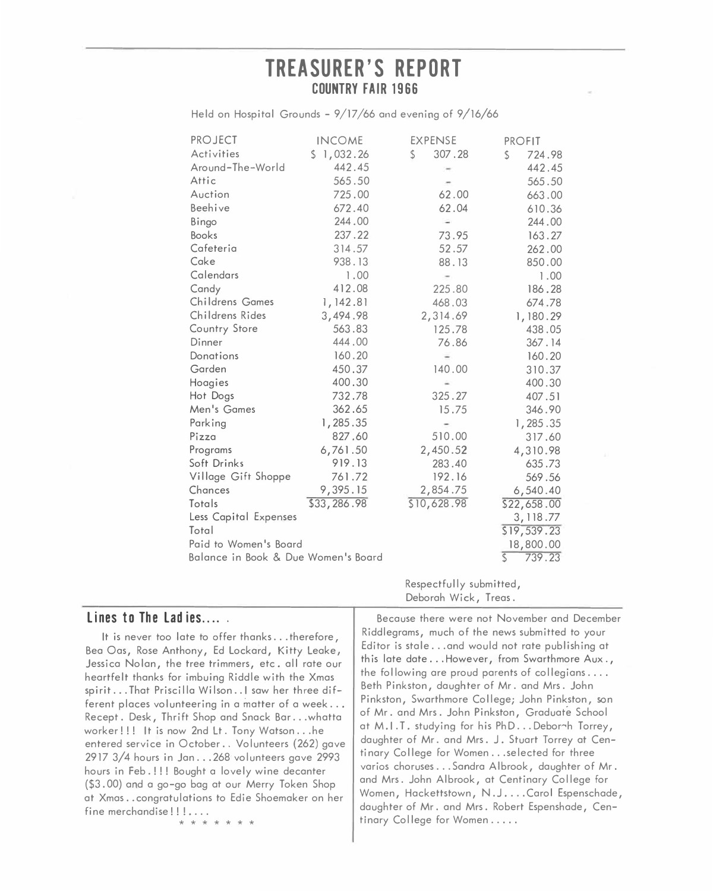# TREASURER'S REPORT

## COUNTRY FAIR 1966

Held on Hospital Grounds - 9/17/66 and evening of 9/16/66

| PROJECT | INCOME | EXPENSE | PROFIT |
|---|---|---|---|
| Activities | $ 1,032.26 | $ 307.28 | $ 724.98 |
| Around-The-World | 442.45 | - | 442.45 |
| Attic | 565.50 | - | 565.50 |
| Auction | 725.00 | 62.00 | 663.00 |
| Beehive | 672.40 | 62.04 | 610.36 |
| Bingo | 244.00 | - | 244.00 |
| Books | 237.22 | 73.95 | 163.27 |
| Cafeteria | 314.57 | 52.57 | 262.00 |
| Cake | 938.13 | 88.13 | 850.00 |
| Calendars | 1.00 | - | 1.00 |
| Candy | 412.08 | 225.80 | 186.28 |
| Childrens Games | 1,142.81 | 468.03 | 674.78 |
| Childrens Rides | 3,494.98 | 2,314.69 | 1,180.29 |
| Country Store | 563.83 | 125.78 | 438.05 |
| Dinner | 444.00 | 76.86 | 367.14 |
| Donations | 160.20 | - | 160.20 |
| Garden | 450.37 | 140.00 | 310.37 |
| Hoagies | 400.30 | - | 400.30 |
| Hot Dogs | 732.78 | 325.27 | 407.51 |
| Men's Games | 362.65 | 15.75 | 346.90 |
| Parking | 1,285.35 | - | 1,285.35 |
| Pizza | 827.60 | 510.00 | 317.60 |
| Programs | 6,761.50 | 2,450.52 | 4,310.98 |
| Soft Drinks | 919.13 | 283.40 | 635.73 |
| Village Gift Shoppe | 761.72 | 192.16 | 569.56 |
| Chances | 9,395.15 | 2,854.75 | 6,540.40 |
| Totals | $33,286.98 | $10,628.98 | $22,658.00 |
| Less Capital Expenses | | | 3,118.77 |
| Total | | | $19,539.23 |
| Paid to Women's Board | | | 18,800.00 |
| Balance in Book & Due Women's Board | | | $ 739.23 |

Respectfully submitted,
Deborah Wick, Treas.

### Lines to The Ladies.... .

It is never too late to offer thanks...therefore, Bea Oas, Rose Anthony, Ed Lockard, Kitty Leake, Jessica Nolan, the tree trimmers, etc. all rate our heartfelt thanks for imbuing Riddle with the Xmas spirit...That Priscilla Wilson..I saw her three different places volunteering in a matter of a week...Recept. Desk, Thrift Shop and Snack Bar...whatta worker!!! It is now 2nd Lt. Tony Watson...he entered service in October.. Volunteers (262) gave 2917 3/4 hours in Jan...268 volunteers gave 2993 hours in Feb.!!! Bought a lovely wine decanter ($3.00) and a go-go bag at our Merry Token Shop at Xmas..congratulations to Edie Shoemaker on her fine merchandise!!!....

\* \* \* \* \* \* \*

Because there were not November and December Riddlegrams, much of the news submitted to your Editor is stale...and would not rate publishing at this late date...However, from Swarthmore Aux., the following are proud parents of collegians.... Beth Pinkston, daughter of Mr. and Mrs. John Pinkston, Swarthmore College; John Pinkston, son of Mr. and Mrs. John Pinkston, Graduate School at M.I.T. studying for his PhD...Deborah Torrey, daughter of Mr. and Mrs. J. Stuart Torrey at Centinary College for Women...selected for three varios choruses...Sandra Albrook, daughter of Mr. and Mrs. John Albrook, at Centinary College for Women, Hackettstown, N.J....Carol Espenschade, daughter of Mr. and Mrs. Robert Espenshade, Centinary College for Women.....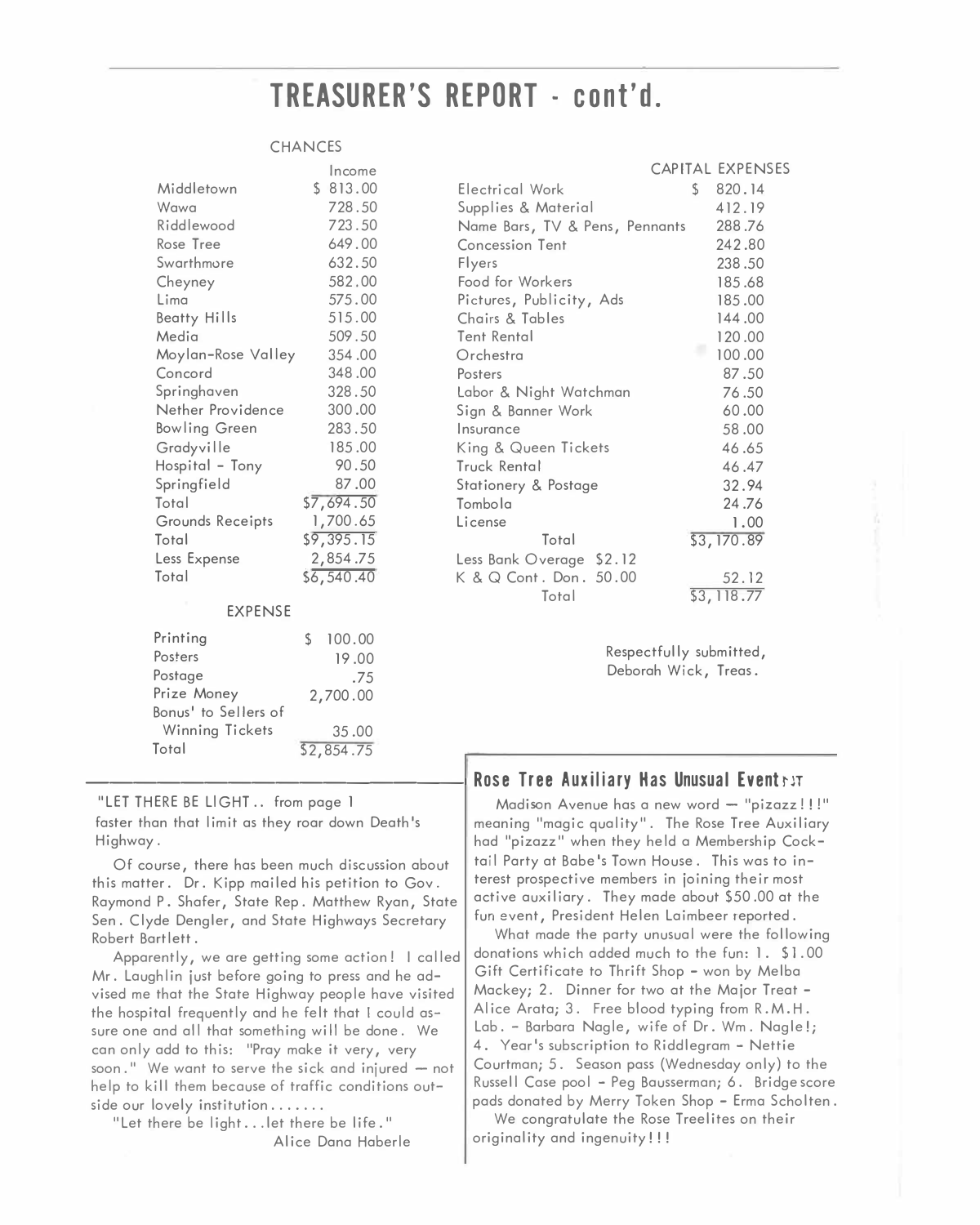# TREASURER'S REPORT - cont'd.

CHANCES

| | Income |
|---|---|
| Middletown | $ 813.00 |
| Wawa | 728.50 |
| Riddlewood | 723.50 |
| Rose Tree | 649.00 |
| Swarthmore | 632.50 |
| Cheyney | 582.00 |
| Lima | 575.00 |
| Beatty Hills | 515.00 |
| Media | 509.50 |
| Moylan-Rose Valley | 354.00 |
| Concord | 348.00 |
| Springhaven | 328.50 |
| Nether Providence | 300.00 |
| Bowling Green | 283.50 |
| Gradyville | 185.00 |
| Hospital - Tony | 90.50 |
| Springfield | 87.00 |
| Total | $7,694.50 |
| Grounds Receipts | 1,700.65 |
| Total | $9,395.15 |
| Less Expense | 2,854.75 |
| Total | $6,540.40 |

EXPENSE

| | |
|---|---|
| Printing | $ 100.00 |
| Posters | 19.00 |
| Postage | .75 |
| Prize Money | 2,700.00 |
| Bonus' to Sellers of Winning Tickets | 35.00 |
| Total | $2,854.75 |

CAPITAL EXPENSES

| | |
|---|---|
| Electrical Work | $ 820.14 |
| Supplies & Material | 412.19 |
| Name Bars, TV & Pens, Pennants | 288.76 |
| Concession Tent | 242.80 |
| Flyers | 238.50 |
| Food for Workers | 185.68 |
| Pictures, Publicity, Ads | 185.00 |
| Chairs & Tables | 144.00 |
| Tent Rental | 120.00 |
| Orchestra | 100.00 |
| Posters | 87.50 |
| Labor & Night Watchman | 76.50 |
| Sign & Banner Work | 60.00 |
| Insurance | 58.00 |
| King & Queen Tickets | 46.65 |
| Truck Rental | 46.47 |
| Stationery & Postage | 32.94 |
| Tombola | 24.76 |
| License | 1.00 |
| Total | $3,170.89 |
| Less Bank Overage $2.12 | |
| K & Q Cont. Don. 50.00 | 52.12 |
| Total | $3,118.77 |

Respectfully submitted,
Deborah Wick, Treas.

"LET THERE BE LIGHT.. from page 1

faster than that limit as they roar down Death's Highway.

Of course, there has been much discussion about this matter. Dr. Kipp mailed his petition to Gov. Raymond P. Shafer, State Rep. Matthew Ryan, State Sen. Clyde Dengler, and State Highways Secretary Robert Bartlett.

Apparently, we are getting some action! I called Mr. Laughlin just before going to press and he advised me that the State Highway people have visited the hospital frequently and he felt that I could assure one and all that something will be done. We can only add to this: "Pray make it very, very soon." We want to serve the sick and injured — not help to kill them because of traffic conditions outside our lovely institution.......

"Let there be light...let there be life."

Alice Dana Haberle

## Rose Tree Auxiliary Has Unusual Event

Madison Avenue has a new word — "pizazz!!!" meaning "magic quality". The Rose Tree Auxiliary had "pizazz" when they held a Membership Cocktail Party at Babe's Town House. This was to interest prospective members in joining their most active auxiliary. They made about $50.00 at the fun event, President Helen Laimbeer reported.

What made the party unusual were the following donations which added much to the fun: 1. $1.00 Gift Certificate to Thrift Shop - won by Melba Mackey; 2. Dinner for two at the Major Treat - Alice Arata; 3. Free blood typing from R.M.H. Lab. - Barbara Nagle, wife of Dr. Wm. Nagle!; 4. Year's subscription to Riddlegram - Nettie Courtman; 5. Season pass (Wednesday only) to the Russell Case pool - Peg Bausserman; 6. Bridge score pads donated by Merry Token Shop - Erma Scholten.

We congratulate the Rose Treelites on their originality and ingenuity!!!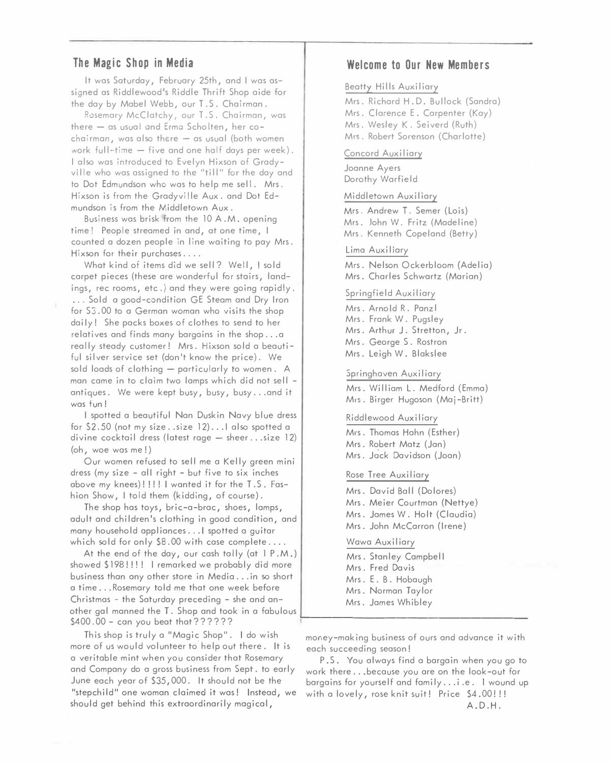## The Magic Shop in Media

It was Saturday, February 25th, and I was assigned as Riddlewood's Riddle Thrift Shop aide for the day by Mabel Webb, our T.S. Chairman.

Rosemary McClatchy, our T.S. Chairman, was there — as usual and Erma Scholten, her co-chairman, was also there — as usual (both women work full-time — five and one half days per week). I also was introduced to Evelyn Hixson of Gradyville who was assigned to the "till" for the day and to Dot Edmundson who was to help me sell. Mrs. Hixson is from the Gradyville Aux. and Dot Edmundson is from the Middletown Aux.

Business was brisk from the 10 A.M. opening time! People streamed in and, at one time, I counted a dozen people in line waiting to pay Mrs. Hixson for their purchases....

What kind of items did we sell? Well, I sold carpet pieces (these are wonderful for stairs, landings, rec rooms, etc.) and they were going rapidly. ... Sold a good-condition GE Steam and Dry Iron for $3.00 to a German woman who visits the shop daily! She packs boxes of clothes to send to her relatives and finds many bargains in the shop...a really steady customer! Mrs. Hixson sold a beautiful silver service set (don't know the price). We sold loads of clothing — particularly to women. A man came in to claim two lamps which did not sell - antiques. We were kept busy, busy, busy...and it was fun!

I spotted a beautiful Nan Duskin Navy blue dress for $2.50 (not my size..size 12)...I also spotted a divine cocktail dress (latest rage — sheer...size 12) (oh, woe was me!)

Our women refused to sell me a Kelly green mini dress (my size - all right - but five to six inches above my knees)!!!! I wanted it for the T.S. Fashion Show, I told them (kidding, of course).

The shop has toys, bric-a-brac, shoes, lamps, adult and children's clothing in good condition, and many household appliances...I spotted a guitar which sold for only $8.00 with case complete....

At the end of the day, our cash tally (at 1 P.M.) showed $198!!!! I remarked we probably did more business than any other store in Media...in so short a time...Rosemary told me that one week before Christmas - the Saturday preceding - she and another gal manned the T. Shop and took in a fabulous $400.00 - can you beat that??????

This shop is truly a "Magic Shop". I do wish more of us would volunteer to help out there. It is a veritable mint when you consider that Rosemary and Company do a gross business from Sept. to early June each year of $35,000. It should not be the "stepchild" one woman claimed it was! Instead, we should get behind this extraordinarily magical, money-making business of ours and advance it with each succeeding season!

P.S. You always find a bargain when you go to work there...because you are on the look-out for bargains for yourself and family...i.e. I wound up with a lovely, rose knit suit! Price $4.00!!!

A.D.H.

## Welcome to Our New Members

Beatty Hills Auxiliary

Mrs. Richard H.D. Bullock (Sandra)
Mrs. Clarence E. Carpenter (Kay)
Mrs. Wesley K. Seiverd (Ruth)
Mrs. Robert Sorenson (Charlotte)

Concord Auxiliary

Joanne Ayers
Dorothy Warfield

Middletown Auxiliary

Mrs. Andrew T. Semer (Lois)
Mrs. John W. Fritz (Madeline)
Mrs. Kenneth Copeland (Betty)

Lima Auxiliary

Mrs. Nelson Ockerbloom (Adelia)
Mrs. Charles Schwartz (Marian)

Springfield Auxiliary

Mrs. Arnold R. Panzl
Mrs. Frank W. Pugsley
Mrs. Arthur J. Stretton, Jr.
Mrs. George S. Rostron
Mrs. Leigh W. Blakslee

Springhaven Auxiliary

Mrs. William L. Medford (Emma)
Mrs. Birger Hugoson (Maj-Britt)

Riddlewood Auxiliary

Mrs. Thomas Hahn (Esther)
Mrs. Robert Matz (Jan)
Mrs. Jack Davidson (Joan)

Rose Tree Auxiliary

Mrs. David Ball (Dolores)
Mrs. Meier Courtman (Nettye)
Mrs. James W. Holt (Claudia)
Mrs. John McCarron (Irene)

Wawa Auxiliary

Mrs. Stanley Campbell
Mrs. Fred Davis
Mrs. E. B. Hobaugh
Mrs. Norman Taylor
Mrs. James Whibley